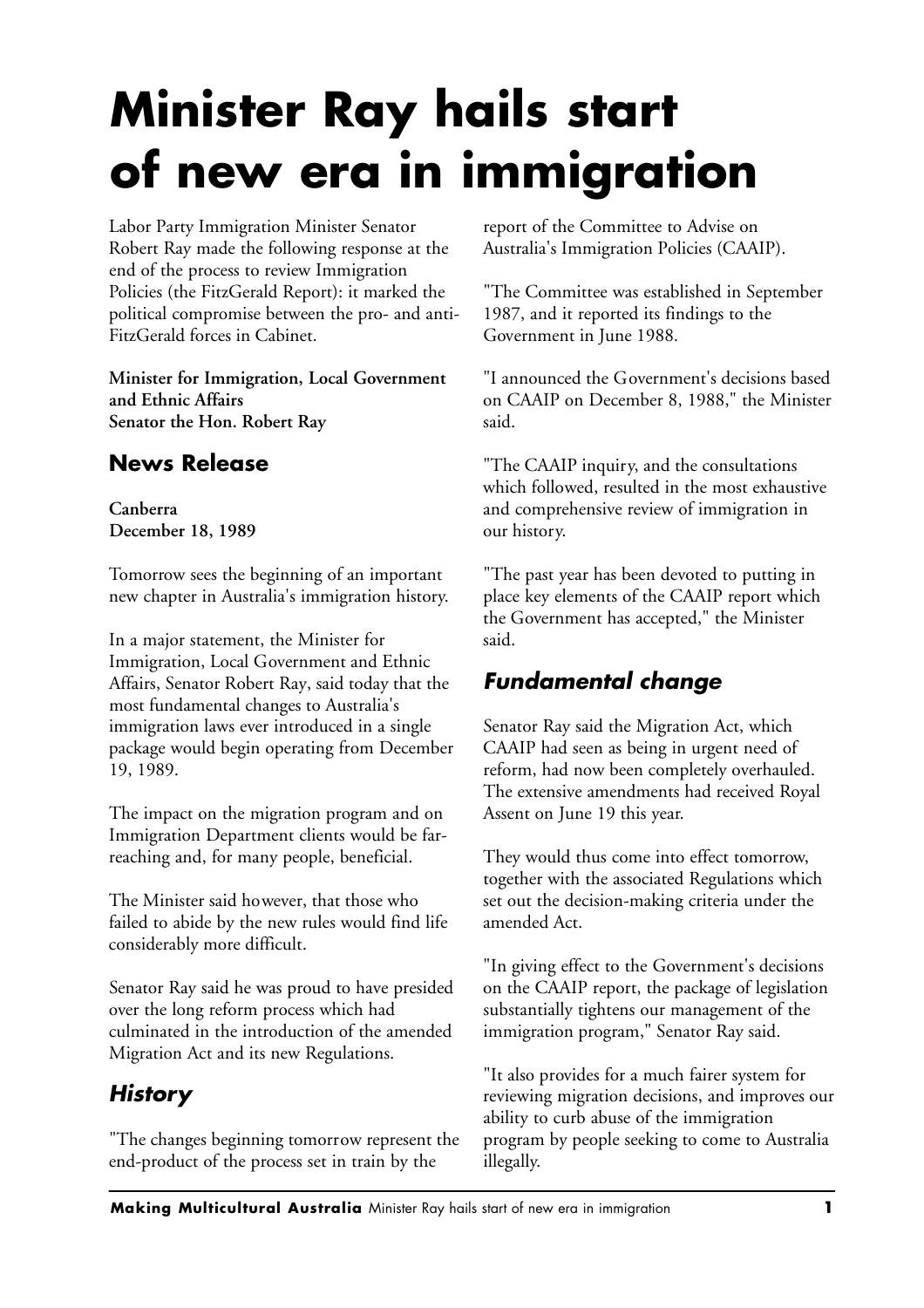# Minister Ray hails start of new era in immigration

Labor Party Immigration Minister Senator Robert Ray made the following response at the end of the process to review Immigration Policies (the FitzGerald Report): it marked the political compromise between the pro- and anti-FitzGerald forces in Cabinet.

**Minister for Immigration, Local Government and Ethnic Affairs**
**Senator the Hon. Robert Ray**

## News Release

**Canberra**
**December 18, 1989**

Tomorrow sees the beginning of an important new chapter in Australia's immigration history.

In a major statement, the Minister for Immigration, Local Government and Ethnic Affairs, Senator Robert Ray, said today that the most fundamental changes to Australia's immigration laws ever introduced in a single package would begin operating from December 19, 1989.

The impact on the migration program and on Immigration Department clients would be far-reaching and, for many people, beneficial.

The Minister said however, that those who failed to abide by the new rules would find life considerably more difficult.

Senator Ray said he was proud to have presided over the long reform process which had culminated in the introduction of the amended Migration Act and its new Regulations.

## *History*

"The changes beginning tomorrow represent the end-product of the process set in train by the report of the Committee to Advise on Australia's Immigration Policies (CAAIP).

"The Committee was established in September 1987, and it reported its findings to the Government in June 1988.

"I announced the Government's decisions based on CAAIP on December 8, 1988," the Minister said.

"The CAAIP inquiry, and the consultations which followed, resulted in the most exhaustive and comprehensive review of immigration in our history.

"The past year has been devoted to putting in place key elements of the CAAIP report which the Government has accepted," the Minister said.

## *Fundamental change*

Senator Ray said the Migration Act, which CAAIP had seen as being in urgent need of reform, had now been completely overhauled. The extensive amendments had received Royal Assent on June 19 this year.

They would thus come into effect tomorrow, together with the associated Regulations which set out the decision-making criteria under the amended Act.

"In giving effect to the Government's decisions on the CAAIP report, the package of legislation substantially tightens our management of the immigration program," Senator Ray said.

"It also provides for a much fairer system for reviewing migration decisions, and improves our ability to curb abuse of the immigration program by people seeking to come to Australia illegally.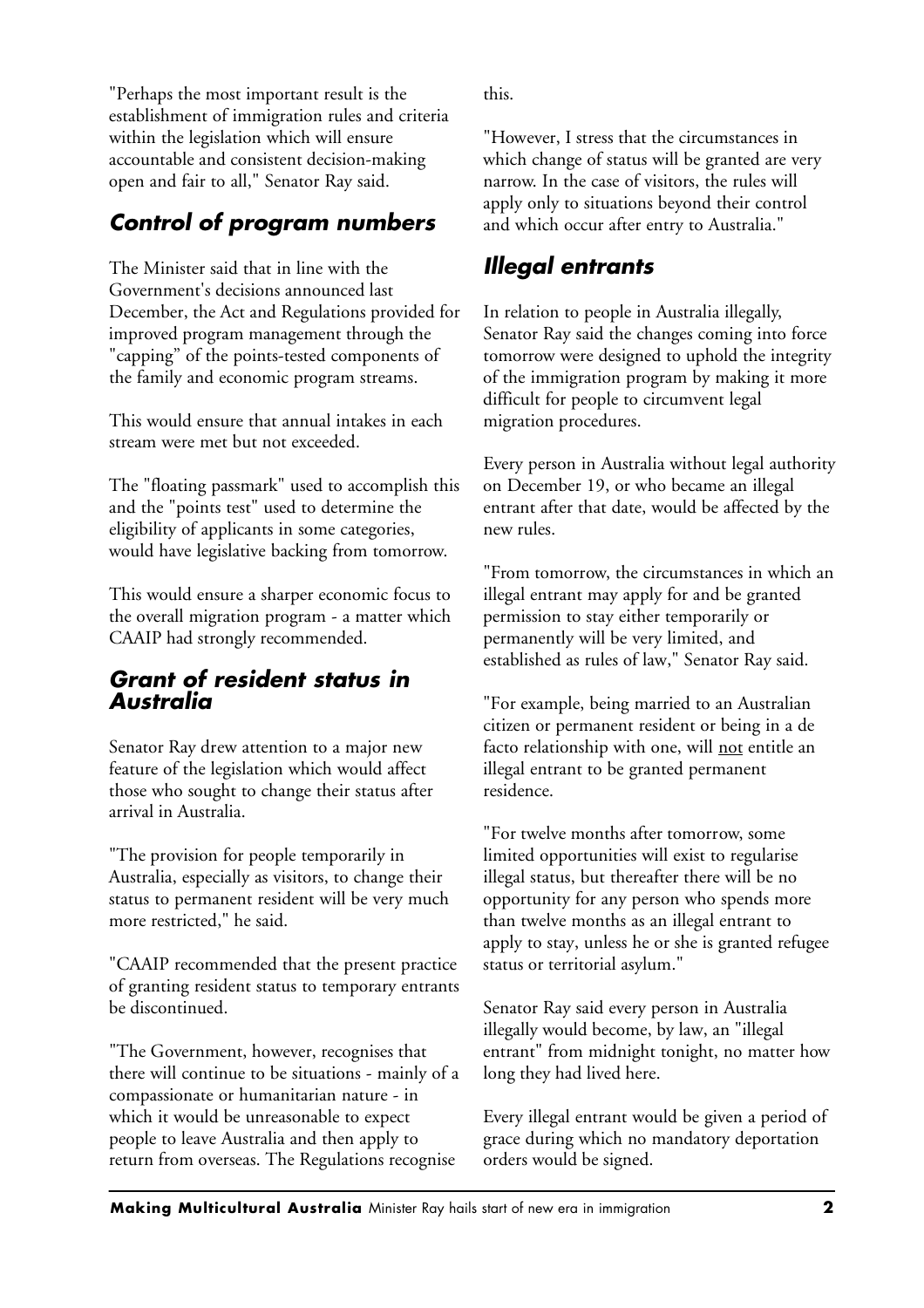"Perhaps the most important result is the establishment of immigration rules and criteria within the legislation which will ensure accountable and consistent decision-making open and fair to all," Senator Ray said.

## *Control of program numbers*

The Minister said that in line with the Government's decisions announced last December, the Act and Regulations provided for improved program management through the "capping" of the points-tested components of the family and economic program streams.

This would ensure that annual intakes in each stream were met but not exceeded.

The "floating passmark" used to accomplish this and the "points test" used to determine the eligibility of applicants in some categories, would have legislative backing from tomorrow.

This would ensure a sharper economic focus to the overall migration program - a matter which CAAIP had strongly recommended.

## *Grant of resident status in Australia*

Senator Ray drew attention to a major new feature of the legislation which would affect those who sought to change their status after arrival in Australia.

"The provision for people temporarily in Australia, especially as visitors, to change their status to permanent resident will be very much more restricted," he said.

"CAAIP recommended that the present practice of granting resident status to temporary entrants be discontinued.

"The Government, however, recognises that there will continue to be situations - mainly of a compassionate or humanitarian nature - in which it would be unreasonable to expect people to leave Australia and then apply to return from overseas. The Regulations recognise this.

"However, I stress that the circumstances in which change of status will be granted are very narrow. In the case of visitors, the rules will apply only to situations beyond their control and which occur after entry to Australia."

## *Illegal entrants*

In relation to people in Australia illegally, Senator Ray said the changes coming into force tomorrow were designed to uphold the integrity of the immigration program by making it more difficult for people to circumvent legal migration procedures.

Every person in Australia without legal authority on December 19, or who became an illegal entrant after that date, would be affected by the new rules.

"From tomorrow, the circumstances in which an illegal entrant may apply for and be granted permission to stay either temporarily or permanently will be very limited, and established as rules of law," Senator Ray said.

"For example, being married to an Australian citizen or permanent resident or being in a de facto relationship with one, will not entitle an illegal entrant to be granted permanent residence.

"For twelve months after tomorrow, some limited opportunities will exist to regularise illegal status, but thereafter there will be no opportunity for any person who spends more than twelve months as an illegal entrant to apply to stay, unless he or she is granted refugee status or territorial asylum."

Senator Ray said every person in Australia illegally would become, by law, an "illegal entrant" from midnight tonight, no matter how long they had lived here.

Every illegal entrant would be given a period of grace during which no mandatory deportation orders would be signed.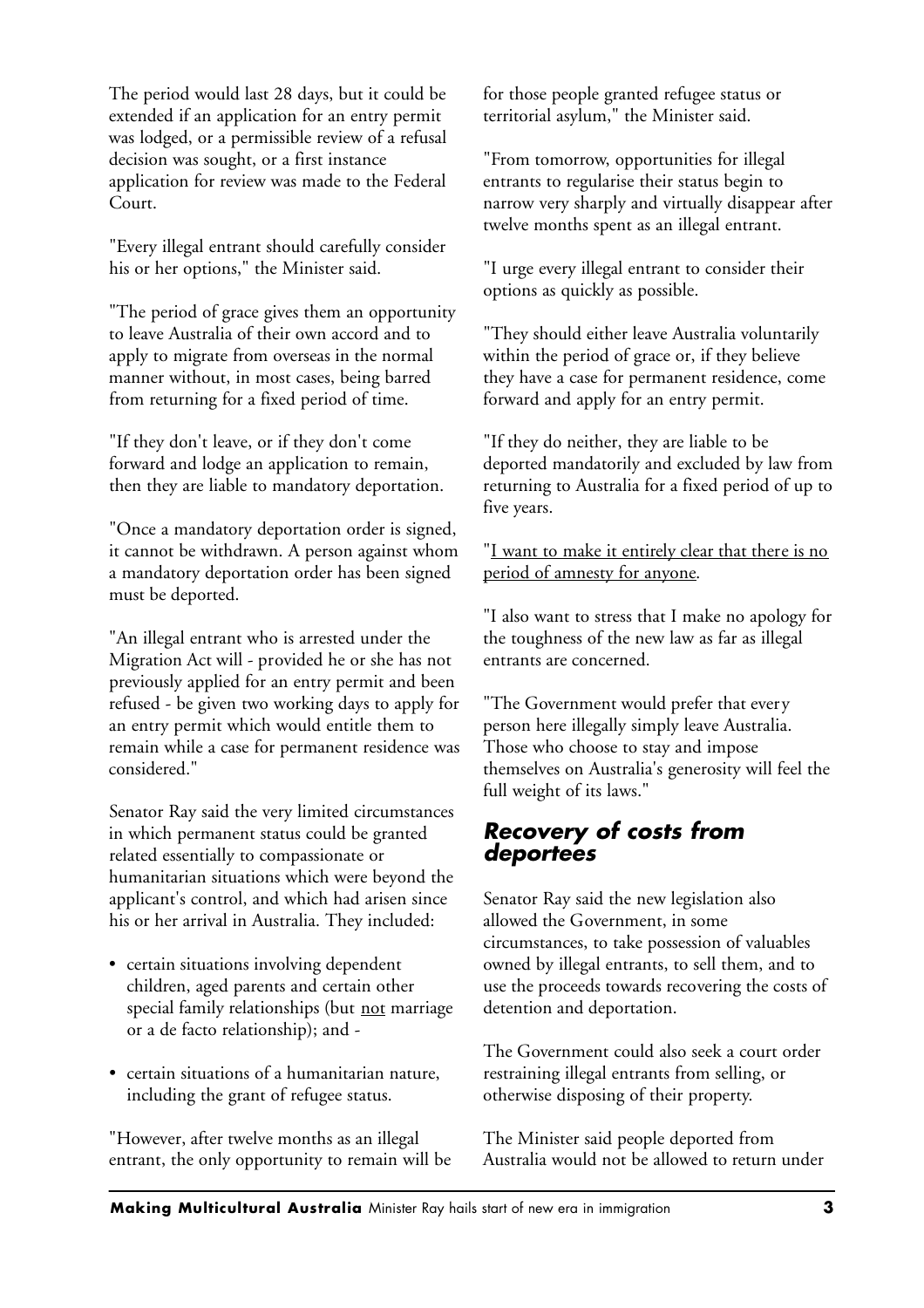The period would last 28 days, but it could be extended if an application for an entry permit was lodged, or a permissible review of a refusal decision was sought, or a first instance application for review was made to the Federal Court.

"Every illegal entrant should carefully consider his or her options," the Minister said.

"The period of grace gives them an opportunity to leave Australia of their own accord and to apply to migrate from overseas in the normal manner without, in most cases, being barred from returning for a fixed period of time.

"If they don't leave, or if they don't come forward and lodge an application to remain, then they are liable to mandatory deportation.

"Once a mandatory deportation order is signed, it cannot be withdrawn. A person against whom a mandatory deportation order has been signed must be deported.

"An illegal entrant who is arrested under the Migration Act will - provided he or she has not previously applied for an entry permit and been refused - be given two working days to apply for an entry permit which would entitle them to remain while a case for permanent residence was considered."

Senator Ray said the very limited circumstances in which permanent status could be granted related essentially to compassionate or humanitarian situations which were beyond the applicant's control, and which had arisen since his or her arrival in Australia. They included:

- certain situations involving dependent children, aged parents and certain other special family relationships (but <u>not</u> marriage or a de facto relationship); and -
- certain situations of a humanitarian nature, including the grant of refugee status.

"However, after twelve months as an illegal entrant, the only opportunity to remain will be for those people granted refugee status or territorial asylum," the Minister said.

"From tomorrow, opportunities for illegal entrants to regularise their status begin to narrow very sharply and virtually disappear after twelve months spent as an illegal entrant.

"I urge every illegal entrant to consider their options as quickly as possible.

"They should either leave Australia voluntarily within the period of grace or, if they believe they have a case for permanent residence, come forward and apply for an entry permit.

"If they do neither, they are liable to be deported mandatorily and excluded by law from returning to Australia for a fixed period of up to five years.

"<u>I want to make it entirely clear that there is no period of amnesty for anyone</u>.

"I also want to stress that I make no apology for the toughness of the new law as far as illegal entrants are concerned.

"The Government would prefer that every person here illegally simply leave Australia. Those who choose to stay and impose themselves on Australia's generosity will feel the full weight of its laws."

## *Recovery of costs from deportees*

Senator Ray said the new legislation also allowed the Government, in some circumstances, to take possession of valuables owned by illegal entrants, to sell them, and to use the proceeds towards recovering the costs of detention and deportation.

The Government could also seek a court order restraining illegal entrants from selling, or otherwise disposing of their property.

The Minister said people deported from Australia would not be allowed to return under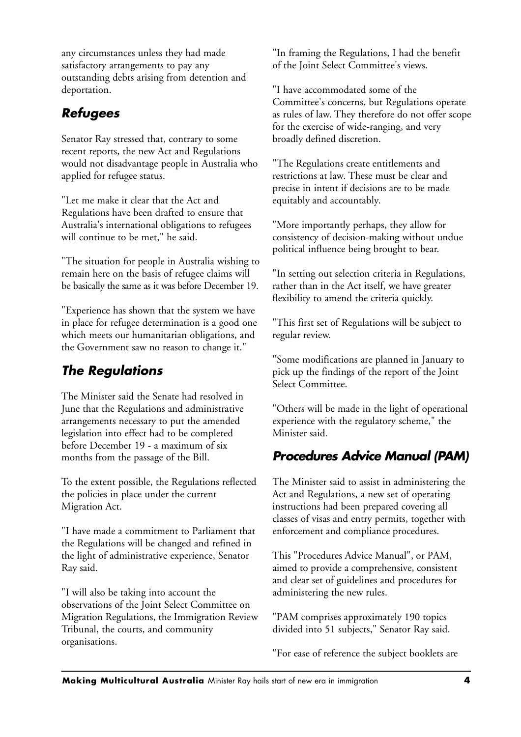any circumstances unless they had made satisfactory arrangements to pay any outstanding debts arising from detention and deportation.

## *Refugees*

Senator Ray stressed that, contrary to some recent reports, the new Act and Regulations would not disadvantage people in Australia who applied for refugee status.

"Let me make it clear that the Act and Regulations have been drafted to ensure that Australia's international obligations to refugees will continue to be met," he said.

"The situation for people in Australia wishing to remain here on the basis of refugee claims will be basically the same as it was before December 19.

"Experience has shown that the system we have in place for refugee determination is a good one which meets our humanitarian obligations, and the Government saw no reason to change it."

## *The Regulations*

The Minister said the Senate had resolved in June that the Regulations and administrative arrangements necessary to put the amended legislation into effect had to be completed before December 19 - a maximum of six months from the passage of the Bill.

To the extent possible, the Regulations reflected the policies in place under the current Migration Act.

"I have made a commitment to Parliament that the Regulations will be changed and refined in the light of administrative experience, Senator Ray said.

"I will also be taking into account the observations of the Joint Select Committee on Migration Regulations, the Immigration Review Tribunal, the courts, and community organisations.

"In framing the Regulations, I had the benefit of the Joint Select Committee's views.

"I have accommodated some of the Committee's concerns, but Regulations operate as rules of law. They therefore do not offer scope for the exercise of wide-ranging, and very broadly defined discretion.

"The Regulations create entitlements and restrictions at law. These must be clear and precise in intent if decisions are to be made equitably and accountably.

"More importantly perhaps, they allow for consistency of decision-making without undue political influence being brought to bear.

"In setting out selection criteria in Regulations, rather than in the Act itself, we have greater flexibility to amend the criteria quickly.

"This first set of Regulations will be subject to regular review.

"Some modifications are planned in January to pick up the findings of the report of the Joint Select Committee.

"Others will be made in the light of operational experience with the regulatory scheme," the Minister said.

## *Procedures Advice Manual (PAM)*

The Minister said to assist in administering the Act and Regulations, a new set of operating instructions had been prepared covering all classes of visas and entry permits, together with enforcement and compliance procedures.

This "Procedures Advice Manual", or PAM, aimed to provide a comprehensive, consistent and clear set of guidelines and procedures for administering the new rules.

"PAM comprises approximately 190 topics divided into 51 subjects," Senator Ray said.

"For ease of reference the subject booklets are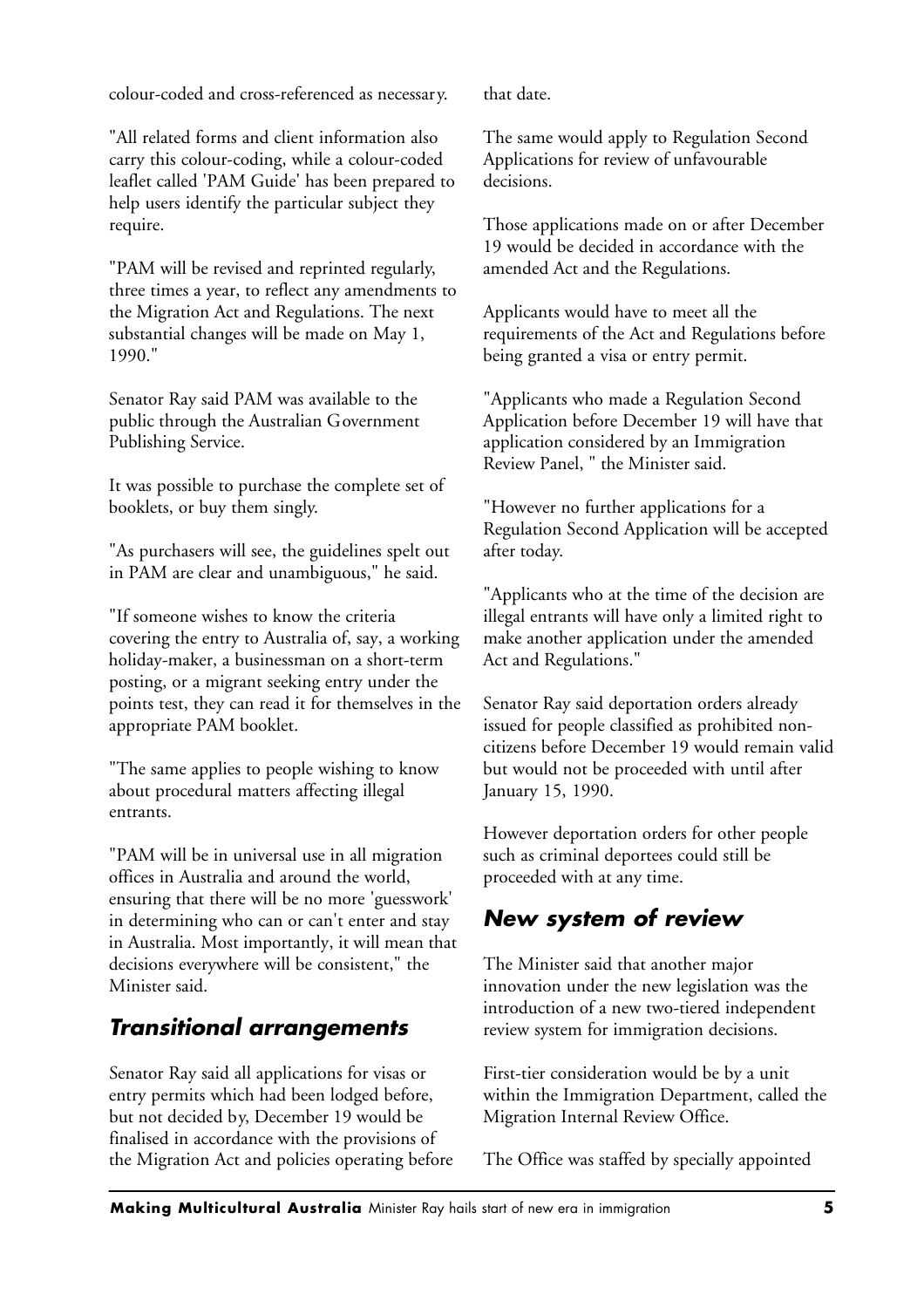colour-coded and cross-referenced as necessary.

"All related forms and client information also carry this colour-coding, while a colour-coded leaflet called 'PAM Guide' has been prepared to help users identify the particular subject they require.

"PAM will be revised and reprinted regularly, three times a year, to reflect any amendments to the Migration Act and Regulations. The next substantial changes will be made on May 1, 1990."

Senator Ray said PAM was available to the public through the Australian Government Publishing Service.

It was possible to purchase the complete set of booklets, or buy them singly.

"As purchasers will see, the guidelines spelt out in PAM are clear and unambiguous," he said.

"If someone wishes to know the criteria covering the entry to Australia of, say, a working holiday-maker, a businessman on a short-term posting, or a migrant seeking entry under the points test, they can read it for themselves in the appropriate PAM booklet.

"The same applies to people wishing to know about procedural matters affecting illegal entrants.

"PAM will be in universal use in all migration offices in Australia and around the world, ensuring that there will be no more 'guesswork' in determining who can or can't enter and stay in Australia. Most importantly, it will mean that decisions everywhere will be consistent," the Minister said.

## Transitional arrangements

Senator Ray said all applications for visas or entry permits which had been lodged before, but not decided by, December 19 would be finalised in accordance with the provisions of the Migration Act and policies operating before that date.

The same would apply to Regulation Second Applications for review of unfavourable decisions.

Those applications made on or after December 19 would be decided in accordance with the amended Act and the Regulations.

Applicants would have to meet all the requirements of the Act and Regulations before being granted a visa or entry permit.

"Applicants who made a Regulation Second Application before December 19 will have that application considered by an Immigration Review Panel, " the Minister said.

"However no further applications for a Regulation Second Application will be accepted after today.

"Applicants who at the time of the decision are illegal entrants will have only a limited right to make another application under the amended Act and Regulations."

Senator Ray said deportation orders already issued for people classified as prohibited non-citizens before December 19 would remain valid but would not be proceeded with until after January 15, 1990.

However deportation orders for other people such as criminal deportees could still be proceeded with at any time.

## New system of review

The Minister said that another major innovation under the new legislation was the introduction of a new two-tiered independent review system for immigration decisions.

First-tier consideration would be by a unit within the Immigration Department, called the Migration Internal Review Office.

The Office was staffed by specially appointed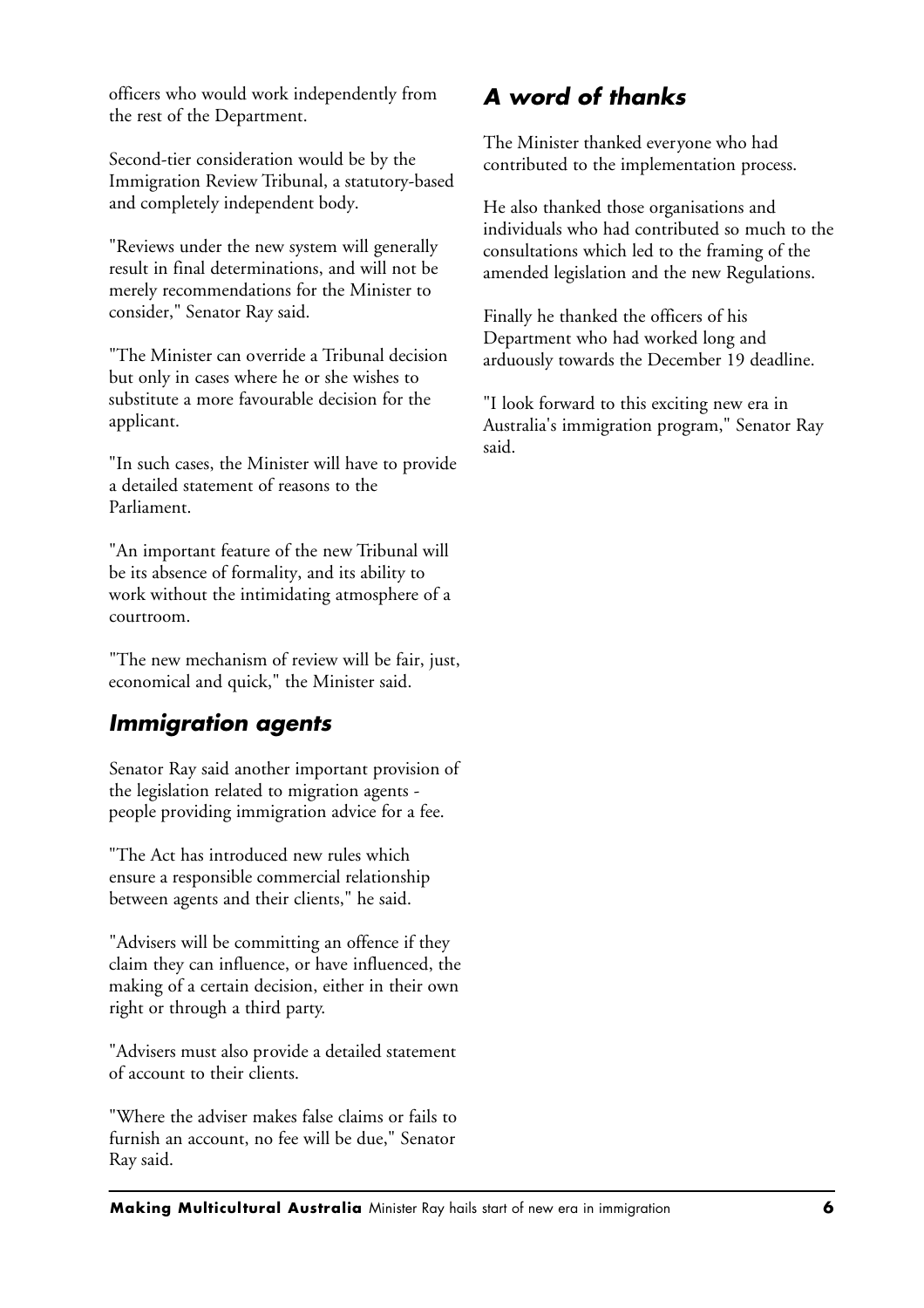officers who would work independently from the rest of the Department.

Second-tier consideration would be by the Immigration Review Tribunal, a statutory-based and completely independent body.

"Reviews under the new system will generally result in final determinations, and will not be merely recommendations for the Minister to consider," Senator Ray said.

"The Minister can override a Tribunal decision but only in cases where he or she wishes to substitute a more favourable decision for the applicant.

"In such cases, the Minister will have to provide a detailed statement of reasons to the Parliament.

"An important feature of the new Tribunal will be its absence of formality, and its ability to work without the intimidating atmosphere of a courtroom.

"The new mechanism of review will be fair, just, economical and quick," the Minister said.

## *Immigration agents*

Senator Ray said another important provision of the legislation related to migration agents - people providing immigration advice for a fee.

"The Act has introduced new rules which ensure a responsible commercial relationship between agents and their clients," he said.

"Advisers will be committing an offence if they claim they can influence, or have influenced, the making of a certain decision, either in their own right or through a third party.

"Advisers must also provide a detailed statement of account to their clients.

"Where the adviser makes false claims or fails to furnish an account, no fee will be due," Senator Ray said.

## *A word of thanks*

The Minister thanked everyone who had contributed to the implementation process.

He also thanked those organisations and individuals who had contributed so much to the consultations which led to the framing of the amended legislation and the new Regulations.

Finally he thanked the officers of his Department who had worked long and arduously towards the December 19 deadline.

"I look forward to this exciting new era in Australia's immigration program," Senator Ray said.